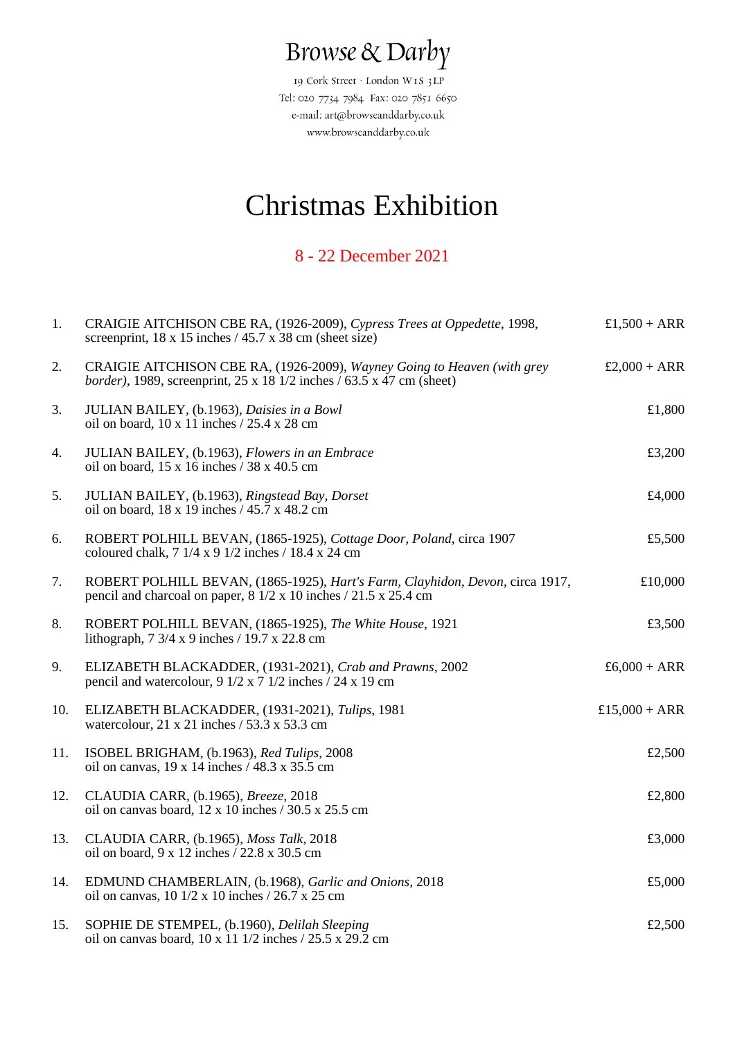# Browse & Darby

19 Cork Street · London W1S 3LP
Tel: 020 7734 7984 Fax: 020 7851 6650
e-mail: art@browseanddarby.co.uk
www.browseanddarby.co.uk

# Christmas Exhibition

## 8 - 22 December 2021

| | | |
|---|---|---|
| 1. | CRAIGIE AITCHISON CBE RA, (1926-2009), *Cypress Trees at Oppedette*, 1998, screenprint, 18 x 15 inches / 45.7 x 38 cm (sheet size) | £1,500 + ARR |
| 2. | CRAIGIE AITCHISON CBE RA, (1926-2009), *Wayney Going to Heaven (with grey border)*, 1989, screenprint, 25 x 18 1/2 inches / 63.5 x 47 cm (sheet) | £2,000 + ARR |
| 3. | JULIAN BAILEY, (b.1963), *Daisies in a Bowl* oil on board, 10 x 11 inches / 25.4 x 28 cm | £1,800 |
| 4. | JULIAN BAILEY, (b.1963), *Flowers in an Embrace* oil on board, 15 x 16 inches / 38 x 40.5 cm | £3,200 |
| 5. | JULIAN BAILEY, (b.1963), *Ringstead Bay, Dorset* oil on board, 18 x 19 inches / 45.7 x 48.2 cm | £4,000 |
| 6. | ROBERT POLHILL BEVAN, (1865-1925), *Cottage Door, Poland*, circa 1907 coloured chalk, 7 1/4 x 9 1/2 inches / 18.4 x 24 cm | £5,500 |
| 7. | ROBERT POLHILL BEVAN, (1865-1925), *Hart's Farm, Clayhidon, Devon*, circa 1917, pencil and charcoal on paper, 8 1/2 x 10 inches / 21.5 x 25.4 cm | £10,000 |
| 8. | ROBERT POLHILL BEVAN, (1865-1925), *The White House*, 1921 lithograph, 7 3/4 x 9 inches / 19.7 x 22.8 cm | £3,500 |
| 9. | ELIZABETH BLACKADDER, (1931-2021), *Crab and Prawns*, 2002 pencil and watercolour, 9 1/2 x 7 1/2 inches / 24 x 19 cm | £6,000 + ARR |
| 10. | ELIZABETH BLACKADDER, (1931-2021), *Tulips*, 1981 watercolour, 21 x 21 inches / 53.3 x 53.3 cm | £15,000 + ARR |
| 11. | ISOBEL BRIGHAM, (b.1963), *Red Tulips*, 2008 oil on canvas, 19 x 14 inches / 48.3 x 35.5 cm | £2,500 |
| 12. | CLAUDIA CARR, (b.1965), *Breeze*, 2018 oil on canvas board, 12 x 10 inches / 30.5 x 25.5 cm | £2,800 |
| 13. | CLAUDIA CARR, (b.1965), *Moss Talk*, 2018 oil on board, 9 x 12 inches / 22.8 x 30.5 cm | £3,000 |
| 14. | EDMUND CHAMBERLAIN, (b.1968), *Garlic and Onions*, 2018 oil on canvas, 10 1/2 x 10 inches / 26.7 x 25 cm | £5,000 |
| 15. | SOPHIE DE STEMPEL, (b.1960), *Delilah Sleeping* oil on canvas board, 10 x 11 1/2 inches / 25.5 x 29.2 cm | £2,500 |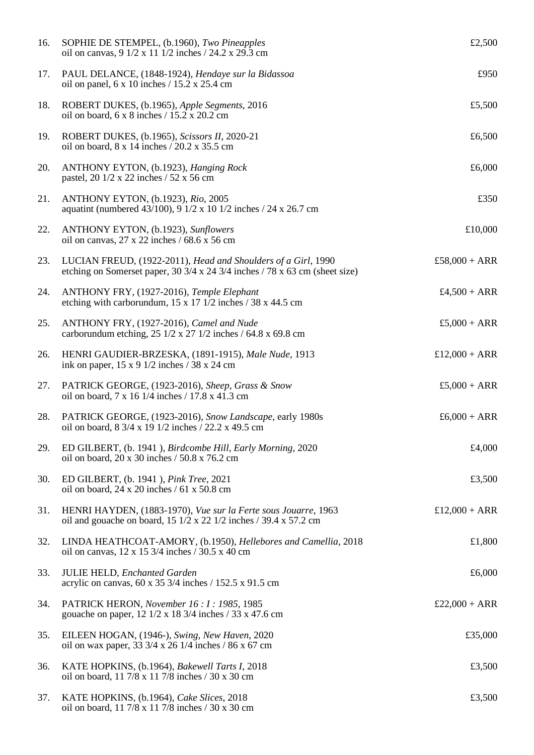16. SOPHIE DE STEMPEL, (b.1960), *Two Pineapples*
oil on canvas, 9 1/2 x 11 1/2 inches / 24.2 x 29.3 cm — £2,500

17. PAUL DELANCE, (1848-1924), *Hendaye sur la Bidassoa*
oil on panel, 6 x 10 inches / 15.2 x 25.4 cm — £950

18. ROBERT DUKES, (b.1965), *Apple Segments*, 2016
oil on board, 6 x 8 inches / 15.2 x 20.2 cm — £5,500

19. ROBERT DUKES, (b.1965), *Scissors II*, 2020-21
oil on board, 8 x 14 inches / 20.2 x 35.5 cm — £6,500

20. ANTHONY EYTON, (b.1923), *Hanging Rock*
pastel, 20 1/2 x 22 inches / 52 x 56 cm — £6,000

21. ANTHONY EYTON, (b.1923), *Rio*, 2005
aquatint (numbered 43/100), 9 1/2 x 10 1/2 inches / 24 x 26.7 cm — £350

22. ANTHONY EYTON, (b.1923), *Sunflowers*
oil on canvas, 27 x 22 inches / 68.6 x 56 cm — £10,000

23. LUCIAN FREUD, (1922-2011), *Head and Shoulders of a Girl*, 1990
etching on Somerset paper, 30 3/4 x 24 3/4 inches / 78 x 63 cm (sheet size) — £58,000 + ARR

24. ANTHONY FRY, (1927-2016), *Temple Elephant*
etching with carborundum, 15 x 17 1/2 inches / 38 x 44.5 cm — £4,500 + ARR

25. ANTHONY FRY, (1927-2016), *Camel and Nude*
carborundum etching, 25 1/2 x 27 1/2 inches / 64.8 x 69.8 cm — £5,000 + ARR

26. HENRI GAUDIER-BRZESKA, (1891-1915), *Male Nude*, 1913
ink on paper, 15 x 9 1/2 inches / 38 x 24 cm — £12,000 + ARR

27. PATRICK GEORGE, (1923-2016), *Sheep, Grass & Snow*
oil on board, 7 x 16 1/4 inches / 17.8 x 41.3 cm — £5,000 + ARR

28. PATRICK GEORGE, (1923-2016), *Snow Landscape*, early 1980s
oil on board, 8 3/4 x 19 1/2 inches / 22.2 x 49.5 cm — £6,000 + ARR

29. ED GILBERT, (b. 1941 ), *Birdcombe Hill, Early Morning*, 2020
oil on board, 20 x 30 inches / 50.8 x 76.2 cm — £4,000

30. ED GILBERT, (b. 1941 ), *Pink Tree*, 2021
oil on board, 24 x 20 inches / 61 x 50.8 cm — £3,500

31. HENRI HAYDEN, (1883-1970), *Vue sur la Ferte sous Jouarre*, 1963
oil and gouache on board, 15 1/2 x 22 1/2 inches / 39.4 x 57.2 cm — £12,000 + ARR

32. LINDA HEATHCOAT-AMORY, (b.1950), *Hellebores and Camellia*, 2018
oil on canvas, 12 x 15 3/4 inches / 30.5 x 40 cm — £1,800

33. JULIE HELD, *Enchanted Garden*
acrylic on canvas, 60 x 35 3/4 inches / 152.5 x 91.5 cm — £6,000

34. PATRICK HERON, *November 16 : I : 1985*, 1985
gouache on paper, 12 1/2 x 18 3/4 inches / 33 x 47.6 cm — £22,000 + ARR

35. EILEEN HOGAN, (1946-), *Swing, New Haven*, 2020
oil on wax paper, 33 3/4 x 26 1/4 inches / 86 x 67 cm — £35,000

36. KATE HOPKINS, (b.1964), *Bakewell Tarts I*, 2018
oil on board, 11 7/8 x 11 7/8 inches / 30 x 30 cm — £3,500

37. KATE HOPKINS, (b.1964), *Cake Slices*, 2018
oil on board, 11 7/8 x 11 7/8 inches / 30 x 30 cm — £3,500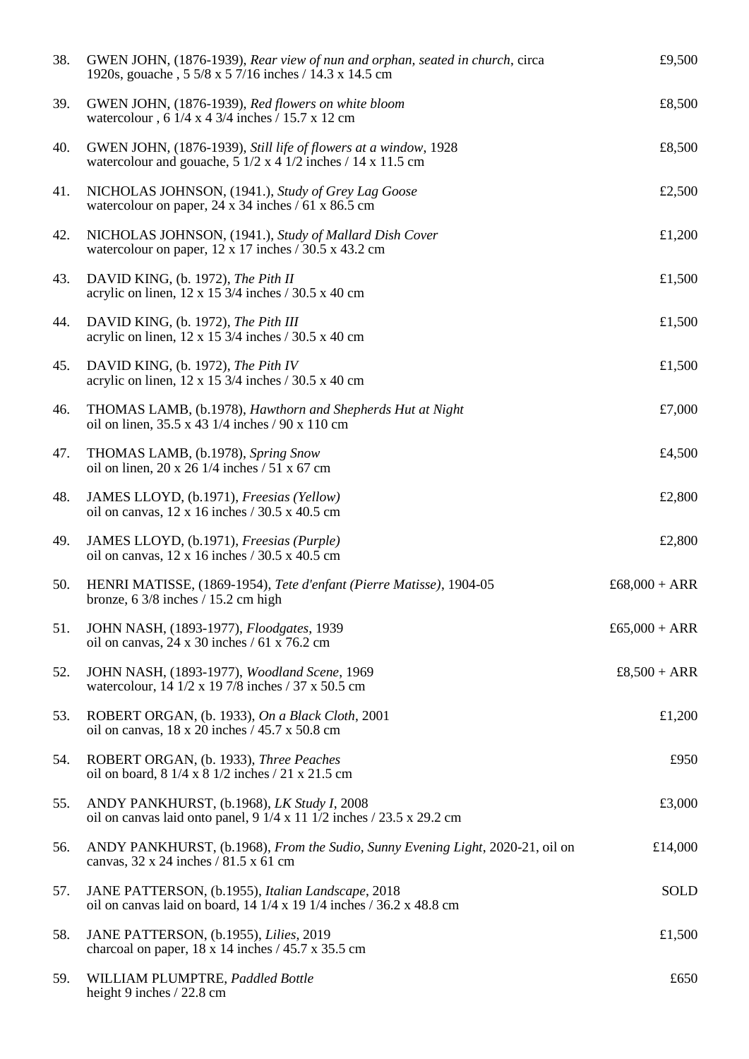| | | |
|---|---|---|
| 38. | GWEN JOHN, (1876-1939), *Rear view of nun and orphan, seated in church*, circa 1920s, gouache , 5 5/8 x 5 7/16 inches / 14.3 x 14.5 cm | £9,500 |
| 39. | GWEN JOHN, (1876-1939), *Red flowers on white bloom* watercolour , 6 1/4 x 4 3/4 inches / 15.7 x 12 cm | £8,500 |
| 40. | GWEN JOHN, (1876-1939), *Still life of flowers at a window*, 1928 watercolour and gouache, 5 1/2 x 4 1/2 inches / 14 x 11.5 cm | £8,500 |
| 41. | NICHOLAS JOHNSON, (1941.), *Study of Grey Lag Goose* watercolour on paper, 24 x 34 inches / 61 x 86.5 cm | £2,500 |
| 42. | NICHOLAS JOHNSON, (1941.), *Study of Mallard Dish Cover* watercolour on paper, 12 x 17 inches / 30.5 x 43.2 cm | £1,200 |
| 43. | DAVID KING, (b. 1972), *The Pith II* acrylic on linen, 12 x 15 3/4 inches / 30.5 x 40 cm | £1,500 |
| 44. | DAVID KING, (b. 1972), *The Pith III* acrylic on linen, 12 x 15 3/4 inches / 30.5 x 40 cm | £1,500 |
| 45. | DAVID KING, (b. 1972), *The Pith IV* acrylic on linen, 12 x 15 3/4 inches / 30.5 x 40 cm | £1,500 |
| 46. | THOMAS LAMB, (b.1978), *Hawthorn and Shepherds Hut at Night* oil on linen, 35.5 x 43 1/4 inches / 90 x 110 cm | £7,000 |
| 47. | THOMAS LAMB, (b.1978), *Spring Snow* oil on linen, 20 x 26 1/4 inches / 51 x 67 cm | £4,500 |
| 48. | JAMES LLOYD, (b.1971), *Freesias (Yellow)* oil on canvas, 12 x 16 inches / 30.5 x 40.5 cm | £2,800 |
| 49. | JAMES LLOYD, (b.1971), *Freesias (Purple)* oil on canvas, 12 x 16 inches / 30.5 x 40.5 cm | £2,800 |
| 50. | HENRI MATISSE, (1869-1954), *Tete d'enfant (Pierre Matisse)*, 1904-05 bronze, 6 3/8 inches / 15.2 cm high | £68,000 + ARR |
| 51. | JOHN NASH, (1893-1977), *Floodgates*, 1939 oil on canvas, 24 x 30 inches / 61 x 76.2 cm | £65,000 + ARR |
| 52. | JOHN NASH, (1893-1977), *Woodland Scene*, 1969 watercolour, 14 1/2 x 19 7/8 inches / 37 x 50.5 cm | £8,500 + ARR |
| 53. | ROBERT ORGAN, (b. 1933), *On a Black Cloth*, 2001 oil on canvas, 18 x 20 inches / 45.7 x 50.8 cm | £1,200 |
| 54. | ROBERT ORGAN, (b. 1933), *Three Peaches* oil on board, 8 1/4 x 8 1/2 inches / 21 x 21.5 cm | £950 |
| 55. | ANDY PANKHURST, (b.1968), *LK Study I*, 2008 oil on canvas laid onto panel, 9 1/4 x 11 1/2 inches / 23.5 x 29.2 cm | £3,000 |
| 56. | ANDY PANKHURST, (b.1968), *From the Sudio, Sunny Evening Light*, 2020-21, oil on canvas, 32 x 24 inches / 81.5 x 61 cm | £14,000 |
| 57. | JANE PATTERSON, (b.1955), *Italian Landscape*, 2018 oil on canvas laid on board, 14 1/4 x 19 1/4 inches / 36.2 x 48.8 cm | SOLD |
| 58. | JANE PATTERSON, (b.1955), *Lilies*, 2019 charcoal on paper, 18 x 14 inches / 45.7 x 35.5 cm | £1,500 |
| 59. | WILLIAM PLUMPTRE, *Paddled Bottle* height 9 inches / 22.8 cm | £650 |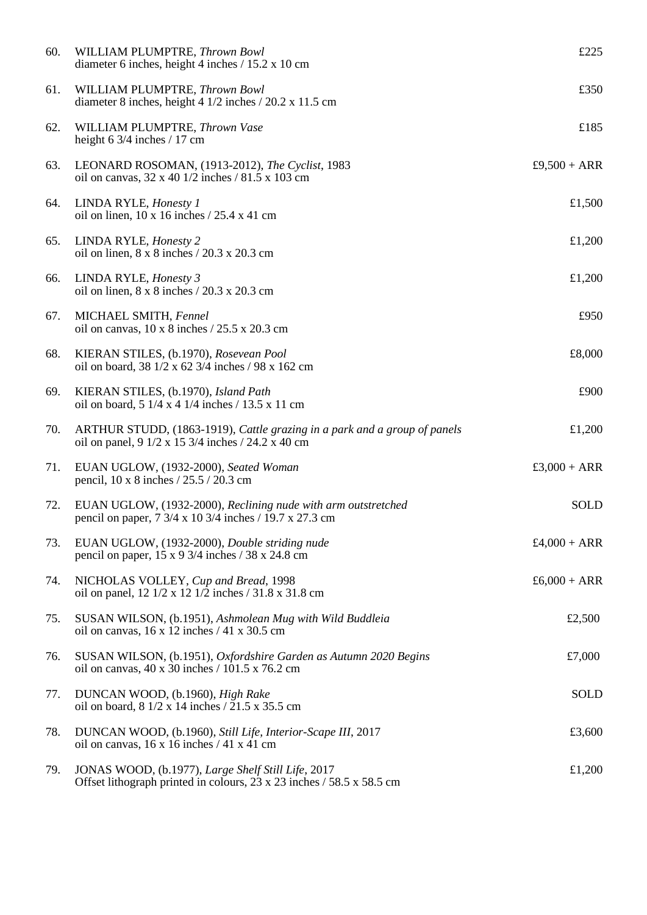60. WILLIAM PLUMPTRE, *Thrown Bowl*  
diameter 6 inches, height 4 inches / 15.2 x 10 cm — £225

61. WILLIAM PLUMPTRE, *Thrown Bowl*  
diameter 8 inches, height 4 1/2 inches / 20.2 x 11.5 cm — £350

62. WILLIAM PLUMPTRE, *Thrown Vase*  
height 6 3/4 inches / 17 cm — £185

63. LEONARD ROSOMAN, (1913-2012), *The Cyclist*, 1983  
oil on canvas, 32 x 40 1/2 inches / 81.5 x 103 cm — £9,500 + ARR

64. LINDA RYLE, *Honesty 1*  
oil on linen, 10 x 16 inches / 25.4 x 41 cm — £1,500

65. LINDA RYLE, *Honesty 2*  
oil on linen, 8 x 8 inches / 20.3 x 20.3 cm — £1,200

66. LINDA RYLE, *Honesty 3*  
oil on linen, 8 x 8 inches / 20.3 x 20.3 cm — £1,200

67. MICHAEL SMITH, *Fennel*  
oil on canvas, 10 x 8 inches / 25.5 x 20.3 cm — £950

68. KIERAN STILES, (b.1970), *Rosevean Pool*  
oil on board, 38 1/2 x 62 3/4 inches / 98 x 162 cm — £8,000

69. KIERAN STILES, (b.1970), *Island Path*  
oil on board, 5 1/4 x 4 1/4 inches / 13.5 x 11 cm — £900

70. ARTHUR STUDD, (1863-1919), *Cattle grazing in a park and a group of panels*  
oil on panel, 9 1/2 x 15 3/4 inches / 24.2 x 40 cm — £1,200

71. EUAN UGLOW, (1932-2000), *Seated Woman*  
pencil, 10 x 8 inches / 25.5 / 20.3 cm — £3,000 + ARR

72. EUAN UGLOW, (1932-2000), *Reclining nude with arm outstretched*  
pencil on paper, 7 3/4 x 10 3/4 inches / 19.7 x 27.3 cm — SOLD

73. EUAN UGLOW, (1932-2000), *Double striding nude*  
pencil on paper, 15 x 9 3/4 inches / 38 x 24.8 cm — £4,000 + ARR

74. NICHOLAS VOLLEY, *Cup and Bread*, 1998  
oil on panel, 12 1/2 x 12 1/2 inches / 31.8 x 31.8 cm — £6,000 + ARR

75. SUSAN WILSON, (b.1951), *Ashmolean Mug with Wild Buddleia*  
oil on canvas, 16 x 12 inches / 41 x 30.5 cm — £2,500

76. SUSAN WILSON, (b.1951), *Oxfordshire Garden as Autumn 2020 Begins*  
oil on canvas, 40 x 30 inches / 101.5 x 76.2 cm — £7,000

77. DUNCAN WOOD, (b.1960), *High Rake*  
oil on board, 8 1/2 x 14 inches / 21.5 x 35.5 cm — SOLD

78. DUNCAN WOOD, (b.1960), *Still Life, Interior-Scape III*, 2017  
oil on canvas, 16 x 16 inches / 41 x 41 cm — £3,600

79. JONAS WOOD, (b.1977), *Large Shelf Still Life*, 2017  
Offset lithograph printed in colours, 23 x 23 inches / 58.5 x 58.5 cm — £1,200